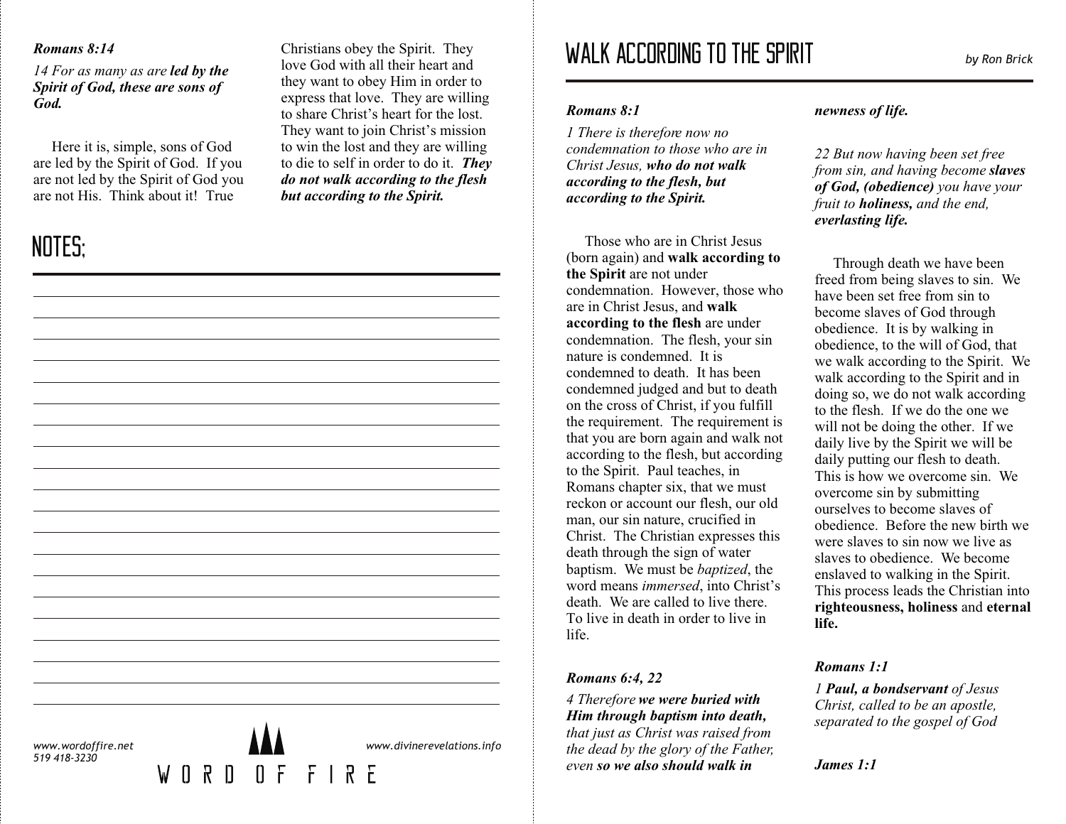***Romans 8:14***

*14 For as many as are* ***led by the Spirit of God, these are sons of God.***

Here it is, simple, sons of God are led by the Spirit of God. If you are not led by the Spirit of God you are not His. Think about it! True Christians obey the Spirit. They love God with all their heart and they want to obey Him in order to express that love. They are willing to share Christ's heart for the lost. They want to join Christ's mission to win the lost and they are willing to die to self in order to do it. ***They do not walk according to the flesh but according to the Spirit.***

## NOTES:

www.wordoffire.net
519 418-3230

WORD OF FIRE

www.divinerevelations.info

# WALK ACCORDING TO THE SPIRIT

*by Ron Brick*

***Romans 8:1***

*1 There is therefore now no condemnation to those who are in Christ Jesus,* ***who do not walk according to the flesh, but according to the Spirit.***

Those who are in Christ Jesus (born again) and **walk according to the Spirit** are not under condemnation. However, those who are in Christ Jesus, and **walk according to the flesh** are under condemnation. The flesh, your sin nature is condemned. It is condemned to death. It has been condemned judged and but to death on the cross of Christ, if you fulfill the requirement. The requirement is that you are born again and walk not according to the flesh, but according to the Spirit. Paul teaches, in Romans chapter six, that we must reckon or account our flesh, our old man, our sin nature, crucified in Christ. The Christian expresses this death through the sign of water baptism. We must be *baptized*, the word means *immersed*, into Christ's death. We are called to live there. To live in death in order to live in life.

***Romans 6:4, 22***

*4 Therefore* ***we were buried with Him through baptism into death,*** *that just as Christ was raised from the dead by the glory of the Father, even* ***so we also should walk in newness of life.***

*22 But now having been set free from sin, and having become* ***slaves of God, (obedience)*** *you have your fruit to* ***holiness,*** *and the end,* ***everlasting life.***

Through death we have been freed from being slaves to sin. We have been set free from sin to become slaves of God through obedience. It is by walking in obedience, to the will of God, that we walk according to the Spirit. We walk according to the Spirit and in doing so, we do not walk according to the flesh. If we do the one we will not be doing the other. If we daily live by the Spirit we will be daily putting our flesh to death. This is how we overcome sin. We overcome sin by submitting ourselves to become slaves of obedience. Before the new birth we were slaves to sin now we live as slaves to obedience. We become enslaved to walking in the Spirit. This process leads the Christian into **righteousness, holiness** and **eternal life.**

***Romans 1:1***

*1* ***Paul, a bondservant*** *of Jesus Christ, called to be an apostle, separated to the gospel of God*

***James 1:1***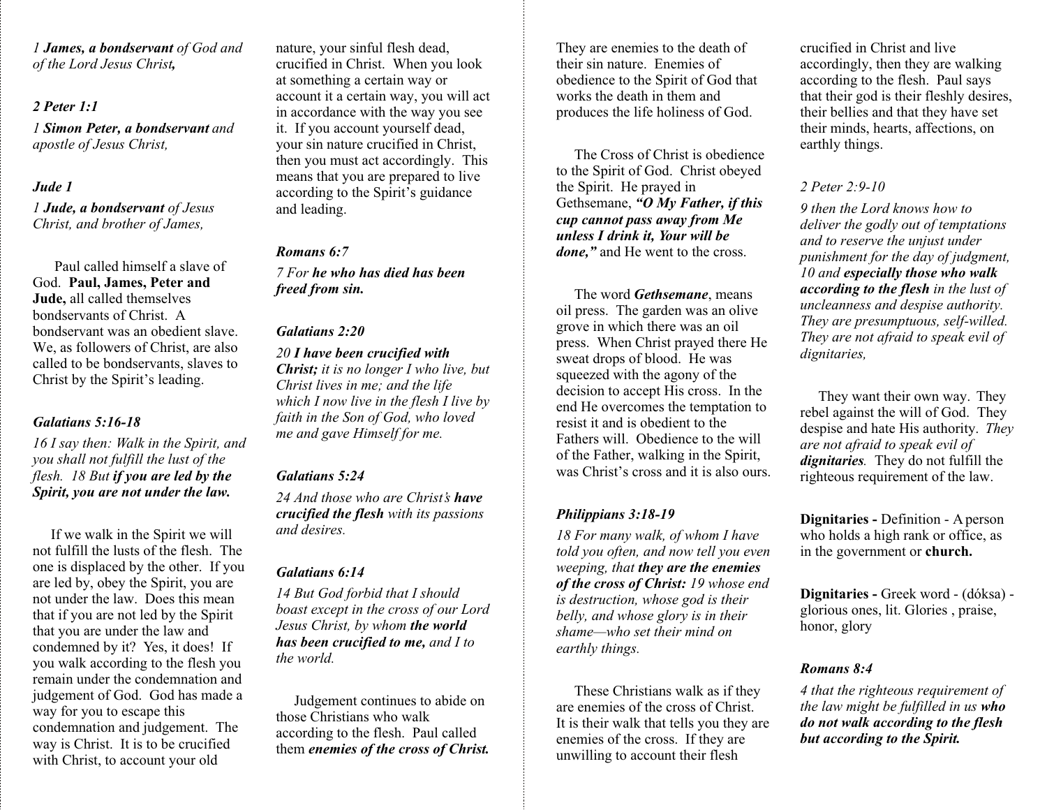*1 **James, a bondservant** of God and of the Lord Jesus Christ**,***

***2 Peter 1:1***

*1 **Simon Peter, a bondservant** and apostle of Jesus Christ,*

***Jude 1***

*1 **Jude, a bondservant** of Jesus Christ, and brother of James,*

Paul called himself a slave of God. **Paul, James, Peter and Jude,** all called themselves bondservants of Christ. A bondservant was an obedient slave. We, as followers of Christ, are also called to be bondservants, slaves to Christ by the Spirit's leading.

***Galatians 5:16-18***

*16 I say then: Walk in the Spirit, and you shall not fulfill the lust of the flesh. 18 But **if you are led by the Spirit, you are not under the law.***

If we walk in the Spirit we will not fulfill the lusts of the flesh. The one is displaced by the other. If you are led by, obey the Spirit, you are not under the law. Does this mean that if you are not led by the Spirit that you are under the law and condemned by it? Yes, it does! If you walk according to the flesh you remain under the condemnation and judgement of God. God has made a way for you to escape this condemnation and judgement. The way is Christ. It is to be crucified with Christ, to account your old nature, your sinful flesh dead, crucified in Christ. When you look at something a certain way or account it a certain way, you will act in accordance with the way you see it. If you account yourself dead, your sin nature crucified in Christ, then you must act accordingly. This means that you are prepared to live according to the Spirit's guidance and leading.

***Romans 6:7***

*7 For **he who has died has been freed from sin.***

***Galatians 2:20***

*20 **I have been crucified with Christ;** it is no longer I who live, but Christ lives in me; and the life which I now live in the flesh I live by faith in the Son of God, who loved me and gave Himself for me.*

***Galatians 5:24***

*24 And those who are Christ's **have crucified the flesh** with its passions and desires.*

***Galatians 6:14***

*14 But God forbid that I should boast except in the cross of our Lord Jesus Christ, by whom **the world has been crucified to me,** and I to the world.*

Judgement continues to abide on those Christians who walk according to the flesh. Paul called them ***enemies of the cross of Christ.*** They are enemies to the death of their sin nature. Enemies of obedience to the Spirit of God that works the death in them and produces the life holiness of God.

The Cross of Christ is obedience to the Spirit of God. Christ obeyed the Spirit. He prayed in Gethsemane, ***"O My Father, if this cup cannot pass away from Me unless I drink it, Your will be done,"*** and He went to the cross.

The word ***Gethsemane***, means oil press. The garden was an olive grove in which there was an oil press. When Christ prayed there He sweat drops of blood. He was squeezed with the agony of the decision to accept His cross. In the end He overcomes the temptation to resist it and is obedient to the Fathers will. Obedience to the will of the Father, walking in the Spirit, was Christ's cross and it is also ours.

***Philippians 3:18-19***

*18 For many walk, of whom I have told you often, and now tell you even weeping, that **they are the enemies of the cross of Christ:** 19 whose end is destruction, whose god is their belly, and whose glory is in their shame—who set their mind on earthly things.*

These Christians walk as if they are enemies of the cross of Christ. It is their walk that tells you they are enemies of the cross. If they are unwilling to account their flesh crucified in Christ and live accordingly, then they are walking according to the flesh. Paul says that their god is their fleshly desires, their bellies and that they have set their minds, hearts, affections, on earthly things.

***2 Peter 2:9-10***

*9 then the Lord knows how to deliver the godly out of temptations and to reserve the unjust under punishment for the day of judgment, 10 and **especially those who walk according to the flesh** in the lust of uncleanness and despise authority. They are presumptuous, self-willed. They are not afraid to speak evil of dignitaries,*

They want their own way. They rebel against the will of God. They despise and hate His authority. *They are not afraid to speak evil of **dignitaries**.* They do not fulfill the righteous requirement of the law.

**Dignitaries -** Definition - A person who holds a high rank or office, as in the government or **church.**

**Dignitaries -** Greek word - (dóksa) - glorious ones, lit. Glories , praise, honor, glory

***Romans 8:4***

*4 that the righteous requirement of the law might be fulfilled in us **who do not walk according to the flesh but according to the Spirit.***